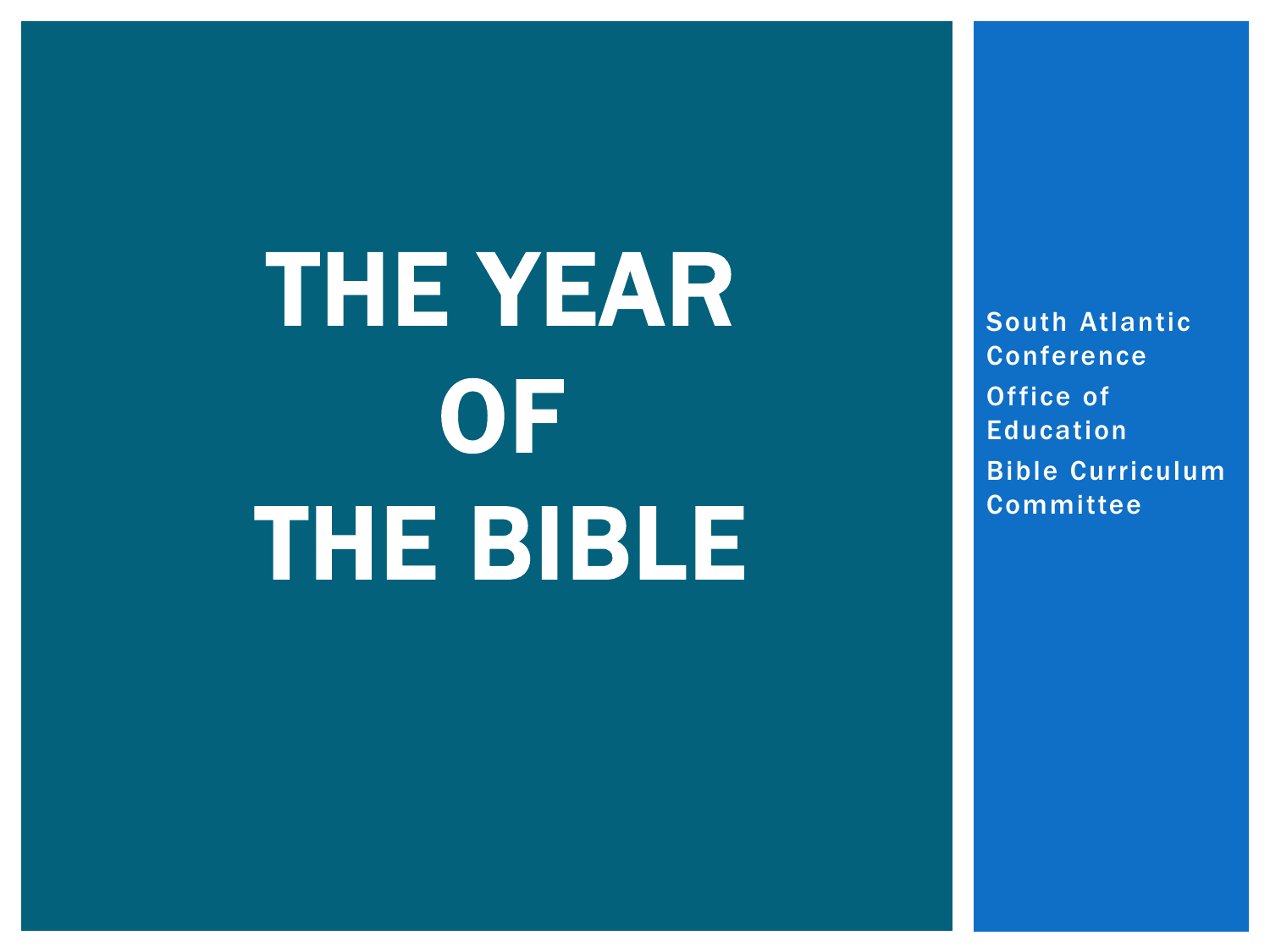# THE YEAR OF THE BIBLE

South Atlantic Conference

Office of Education

Bible Curriculum Committee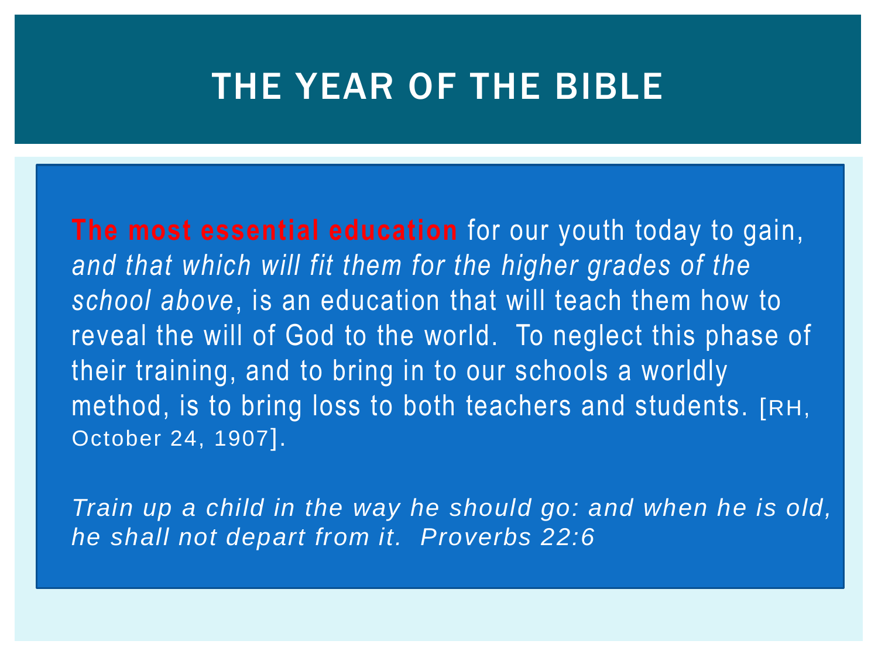# THE YEAR OF THE BIBLE

**The most essential education** for our youth today to gain, *and that which will fit them for the higher grades of the school above*, is an education that will teach them how to reveal the will of God to the world. To neglect this phase of their training, and to bring in to our schools a worldly method, is to bring loss to both teachers and students. [RH, October 24, 1907].

*Train up a child in the way he should go: and when he is old, he shall not depart from it. Proverbs 22:6*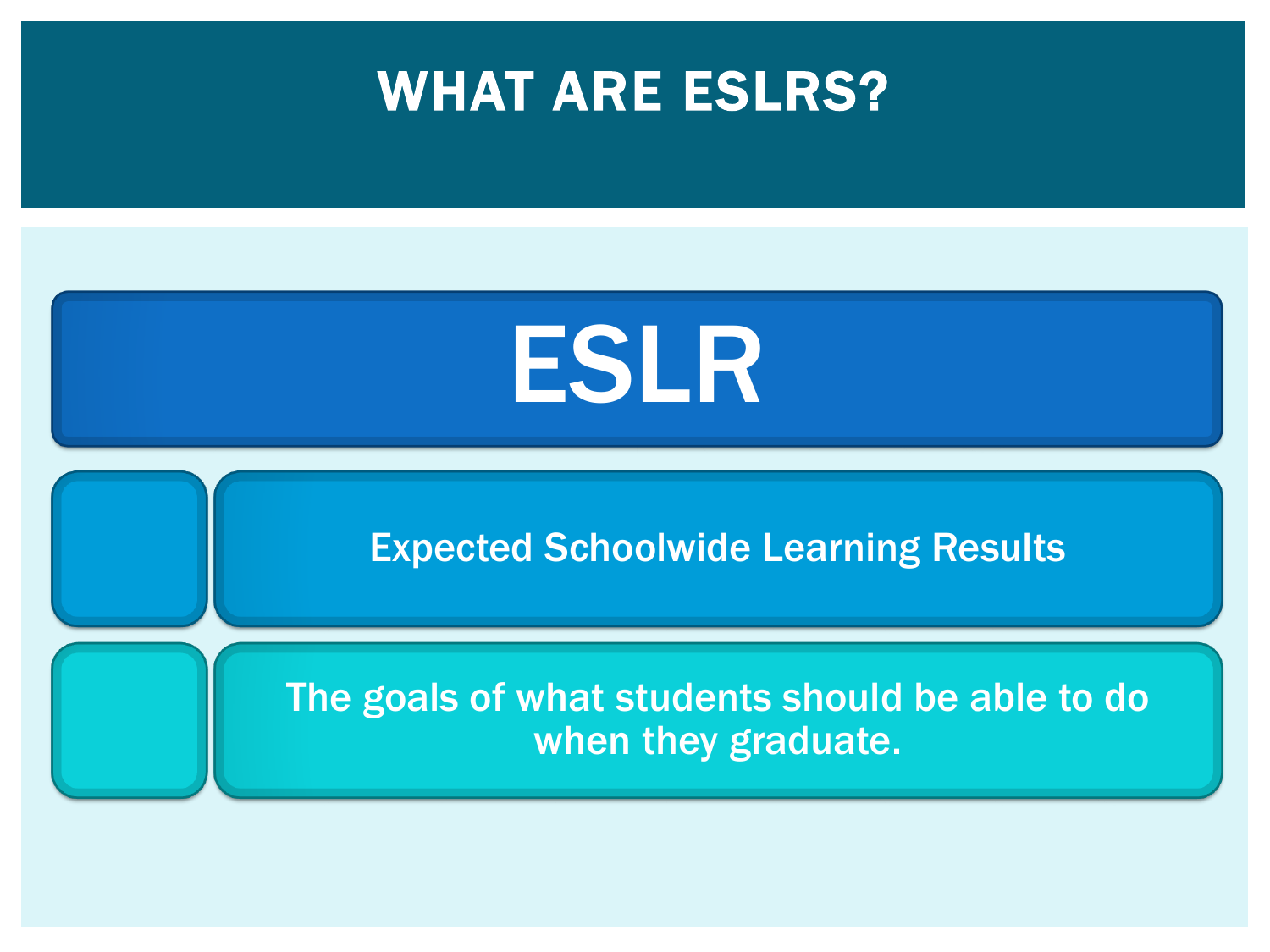# WHAT ARE ESLRS?

## ESLR

Expected Schoolwide Learning Results

The goals of what students should be able to do when they graduate.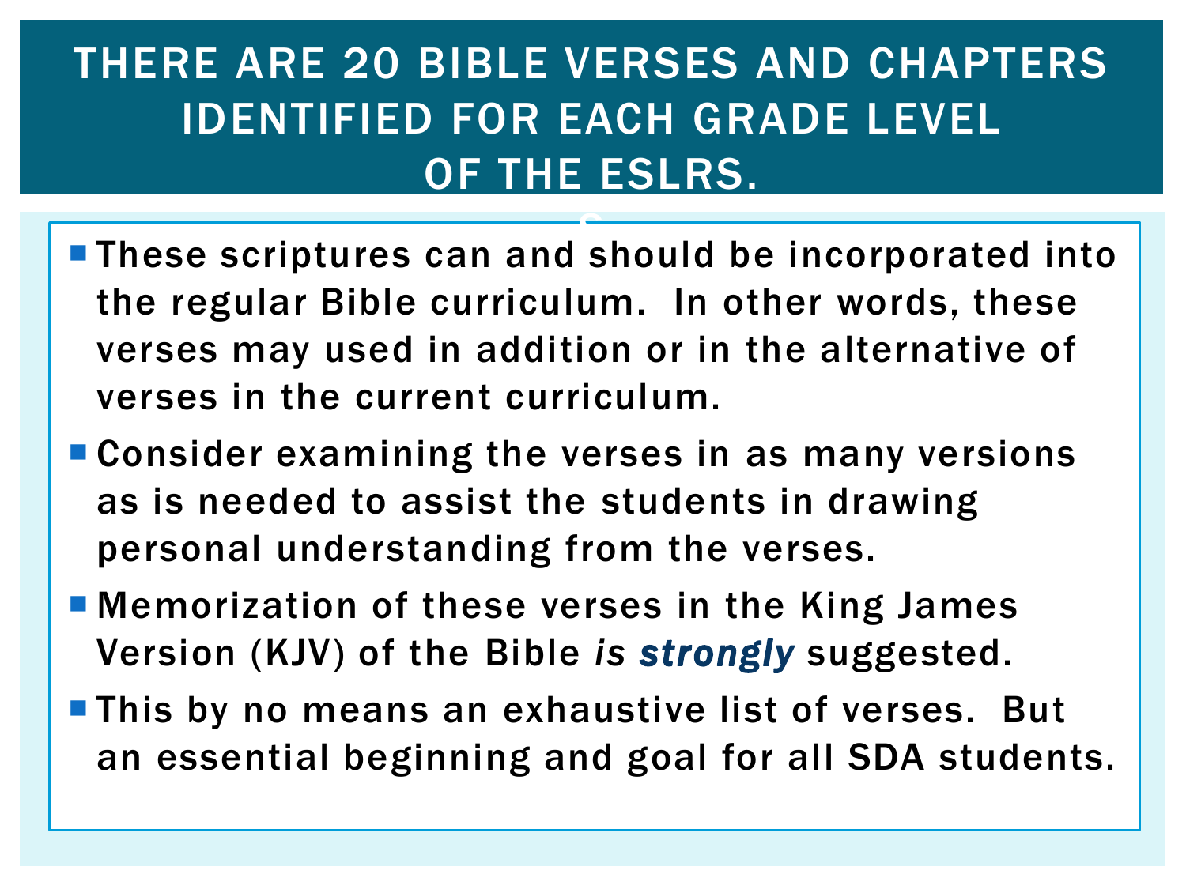# THERE ARE 20 BIBLE VERSES AND CHAPTERS IDENTIFIED FOR EACH GRADE LEVEL OF THE ESLRS.

S

- These scriptures can and should be incorporated into the regular Bible curriculum.  In other words, these verses may used in addition or in the alternative of verses in the current curriculum.
- Consider examining the verses in as many versions as is needed to assist the students in drawing personal understanding from the verses.
- Memorization of these verses in the King James Version (KJV) of the Bible *is* ***strongly*** suggested.
- This by no means an exhaustive list of verses.  But an essential beginning and goal for all SDA students.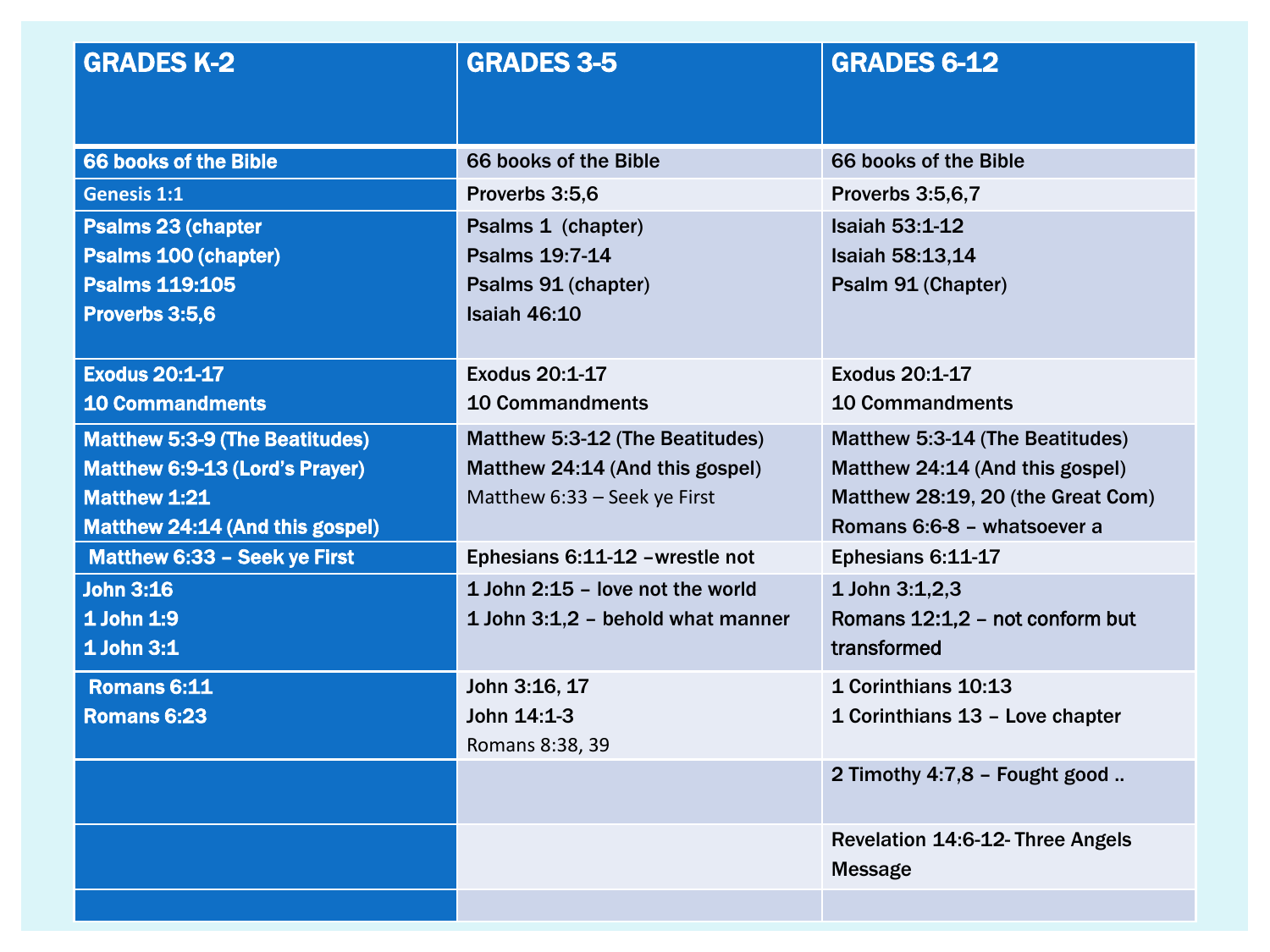| GRADES K-2 | GRADES 3-5 | GRADES 6-12 |
|---|---|---|
| 66 books of the Bible | 66 books of the Bible | 66 books of the Bible |
| Genesis 1:1 | Proverbs 3:5,6 | Proverbs 3:5,6,7 |
| Psalms 23 (chapter<br>Psalms 100 (chapter)<br>Psalms 119:105<br>Proverbs 3:5,6 | Psalms 1 (chapter)<br>Psalms 19:7-14<br>Psalms 91 (chapter)<br>Isaiah 46:10 | Isaiah 53:1-12<br>Isaiah 58:13,14<br>Psalm 91 (Chapter) |
| Exodus 20:1-17<br>10 Commandments | Exodus 20:1-17<br>10 Commandments | Exodus 20:1-17<br>10 Commandments |
| Matthew 5:3-9 (The Beatitudes)<br>Matthew 6:9-13 (Lord's Prayer)<br>Matthew 1:21<br>Matthew 24:14 (And this gospel) | Matthew 5:3-12 (The Beatitudes)<br>Matthew 24:14 (And this gospel)<br>Matthew 6:33 – Seek ye First | Matthew 5:3-14 (The Beatitudes)<br>Matthew 24:14 (And this gospel)<br>Matthew 28:19, 20 (the Great Com)<br>Romans 6:6-8 – whatsoever a |
| Matthew 6:33 – Seek ye First | Ephesians 6:11-12 –wrestle not | Ephesians 6:11-17 |
| John 3:16<br>1 John 1:9<br>1 John 3:1 | 1 John 2:15 – love not the world<br>1 John 3:1,2 – behold what manner | 1 John 3:1,2,3<br>Romans 12:1,2 – not conform but transformed |
| Romans 6:11<br>Romans 6:23 | John 3:16, 17<br>John 14:1-3<br>Romans 8:38, 39 | 1 Corinthians 10:13<br>1 Corinthians 13 – Love chapter |
| | | 2 Timothy 4:7,8 – Fought good .. |
| | | Revelation 14:6-12- Three Angels Message |
| | | |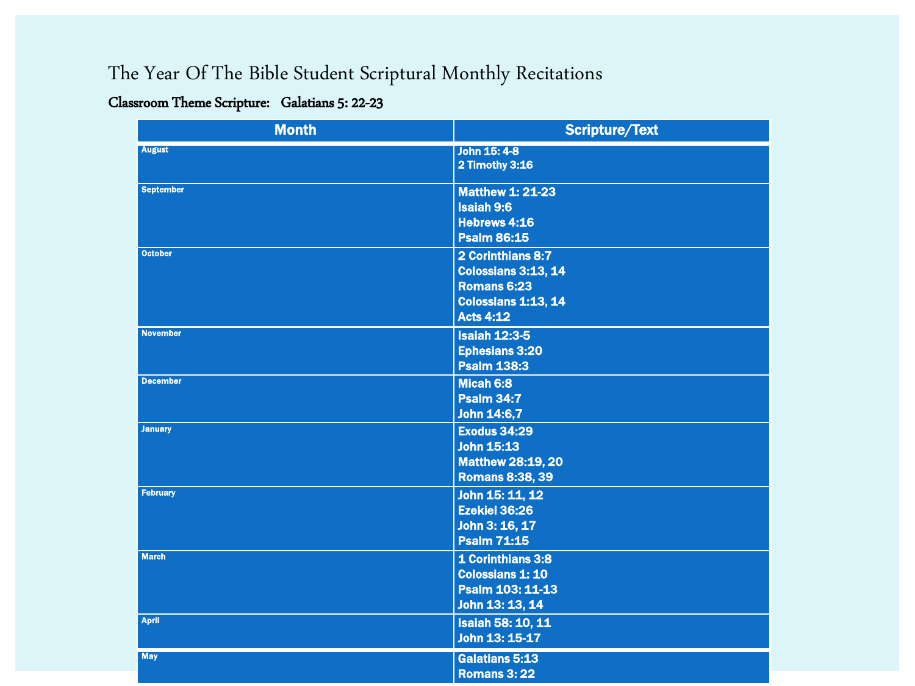# The Year Of The Bible Student Scriptural Monthly Recitations

**Classroom Theme Scripture: Galatians 5: 22-23**

| Month | Scripture/Text |
| --- | --- |
| August | John 15: 4-8<br>2 Timothy 3:16 |
| September | Matthew 1: 21-23<br>Isaiah 9:6<br>Hebrews 4:16<br>Psalm 86:15 |
| October | 2 Corinthians 8:7<br>Colossians 3:13, 14<br>Romans 6:23<br>Colossians 1:13, 14<br>Acts 4:12 |
| November | Isaiah 12:3-5<br>Ephesians 3:20<br>Psalm 138:3 |
| December | Micah 6:8<br>Psalm 34:7<br>John 14:6,7 |
| January | Exodus 34:29<br>John 15:13<br>Matthew 28:19, 20<br>Romans 8:38, 39 |
| February | John 15: 11, 12<br>Ezekiel 36:26<br>John 3: 16, 17<br>Psalm 71:15 |
| March | 1 Corinthians 3:8<br>Colossians 1: 10<br>Psalm 103: 11-13<br>John 13: 13, 14 |
| April | Isaiah 58: 10, 11<br>John 13: 15-17 |
| May | Galatians 5:13<br>Romans 3: 22 |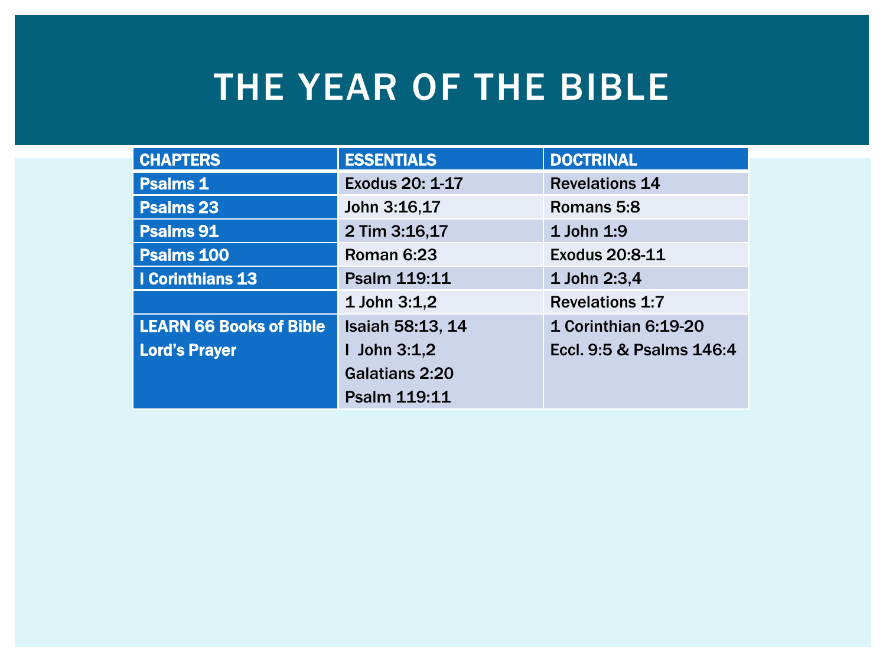# THE YEAR OF THE BIBLE

| CHAPTERS | ESSENTIALS | DOCTRINAL |
|---|---|---|
| Psalms 1 | Exodus 20: 1-17 | Revelations 14 |
| Psalms 23 | John 3:16,17 | Romans 5:8 |
| Psalms 91 | 2 Tim 3:16,17 | 1 John 1:9 |
| Psalms 100 | Roman 6:23 | Exodus 20:8-11 |
| I Corinthians 13 | Psalm 119:11 | 1 John 2:3,4 |
| | 1 John 3:1,2 | Revelations 1:7 |
| LEARN 66 Books of Bible<br>Lord's Prayer | Isaiah 58:13, 14<br>I John 3:1,2<br>Galatians 2:20<br>Psalm 119:11 | 1 Corinthian 6:19-20<br>Eccl. 9:5 & Psalms 146:4 |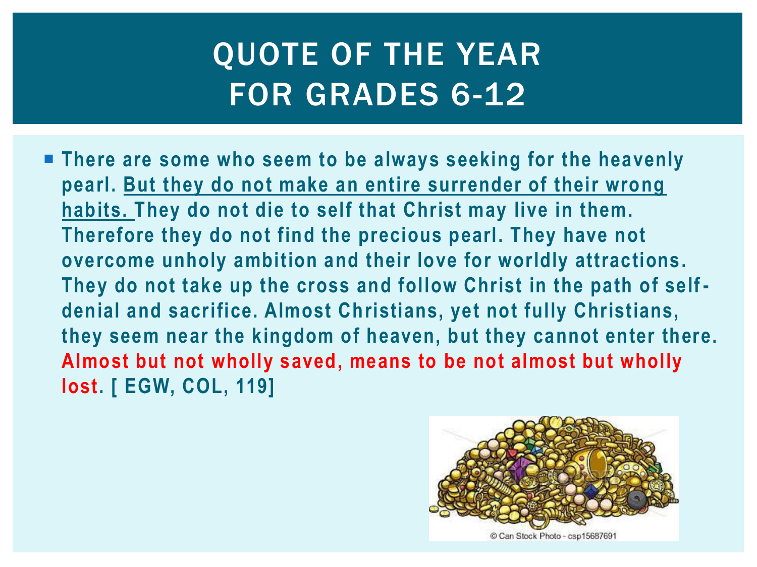# QUOTE OF THE YEAR FOR GRADES 6-12

- **There are some who seem to be always seeking for the heavenly pearl. <u>But they do not make an entire surrender of their wrong habits.</u> They do not die to self that Christ may live in them. Therefore they do not find the precious pearl. They have not overcome unholy ambition and their love for worldly attractions. They do not take up the cross and follow Christ in the path of self-denial and sacrifice. Almost Christians, yet not fully Christians, they seem near the kingdom of heaven, but they cannot enter there. Almost but not wholly saved, means to be not almost but wholly lost. [ EGW, COL, 119]**

© Can Stock Photo - csp15687691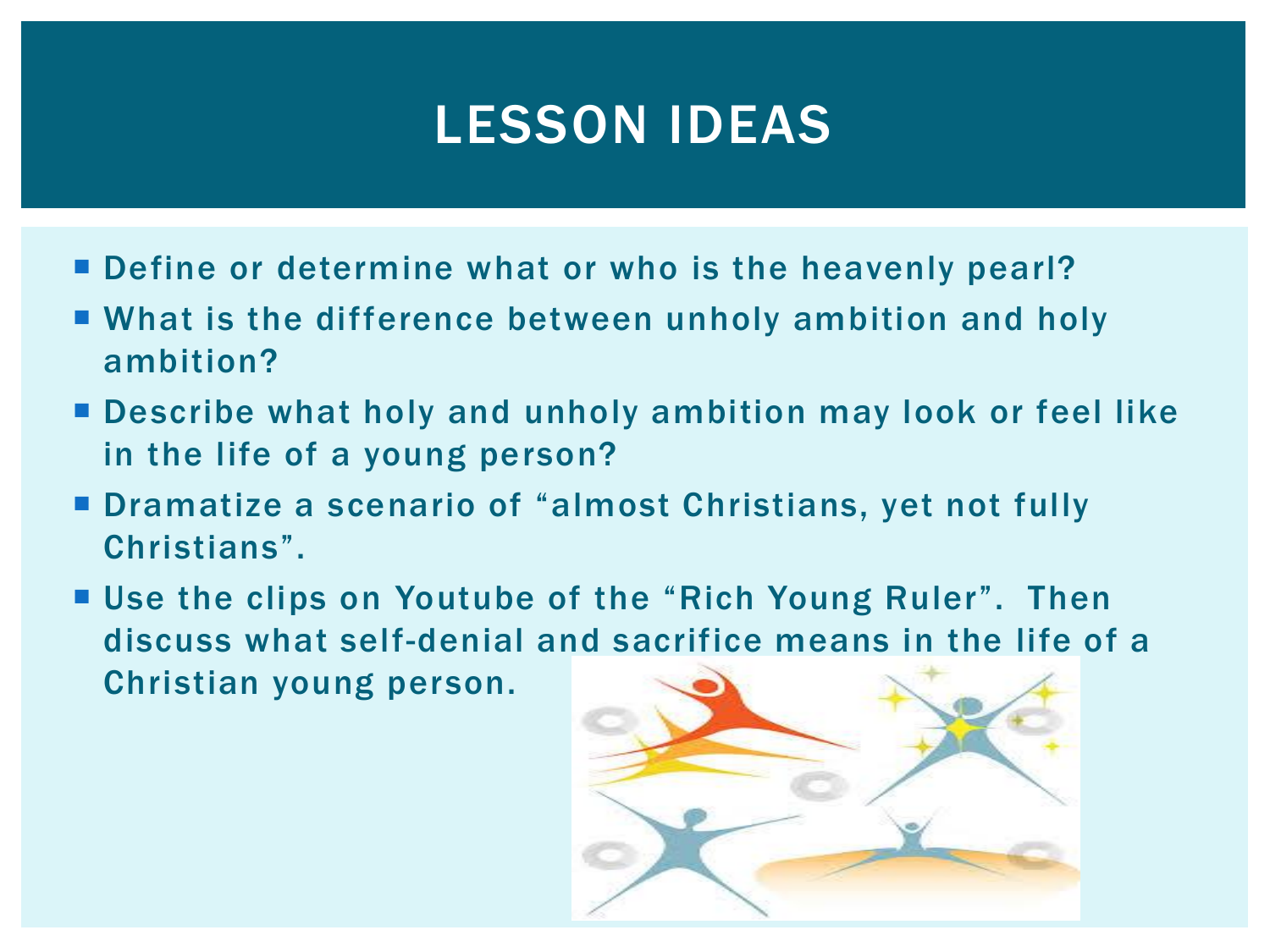# LESSON IDEAS

- Define or determine what or who is the heavenly pearl?
- What is the difference between unholy ambition and holy ambition?
- Describe what holy and unholy ambition may look or feel like in the life of a young person?
- Dramatize a scenario of "almost Christians, yet not fully Christians".
- Use the clips on Youtube of the "Rich Young Ruler". Then discuss what self-denial and sacrifice means in the life of a Christian young person.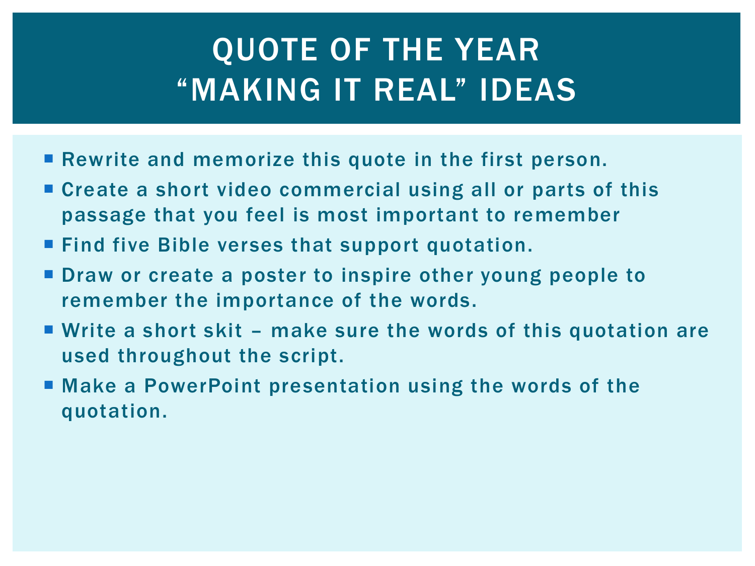# QUOTE OF THE YEAR "MAKING IT REAL" IDEAS

- Rewrite and memorize this quote in the first person.
- Create a short video commercial using all or parts of this passage that you feel is most important to remember
- Find five Bible verses that support quotation.
- Draw or create a poster to inspire other young people to remember the importance of the words.
- Write a short skit – make sure the words of this quotation are used throughout the script.
- Make a PowerPoint presentation using the words of the quotation.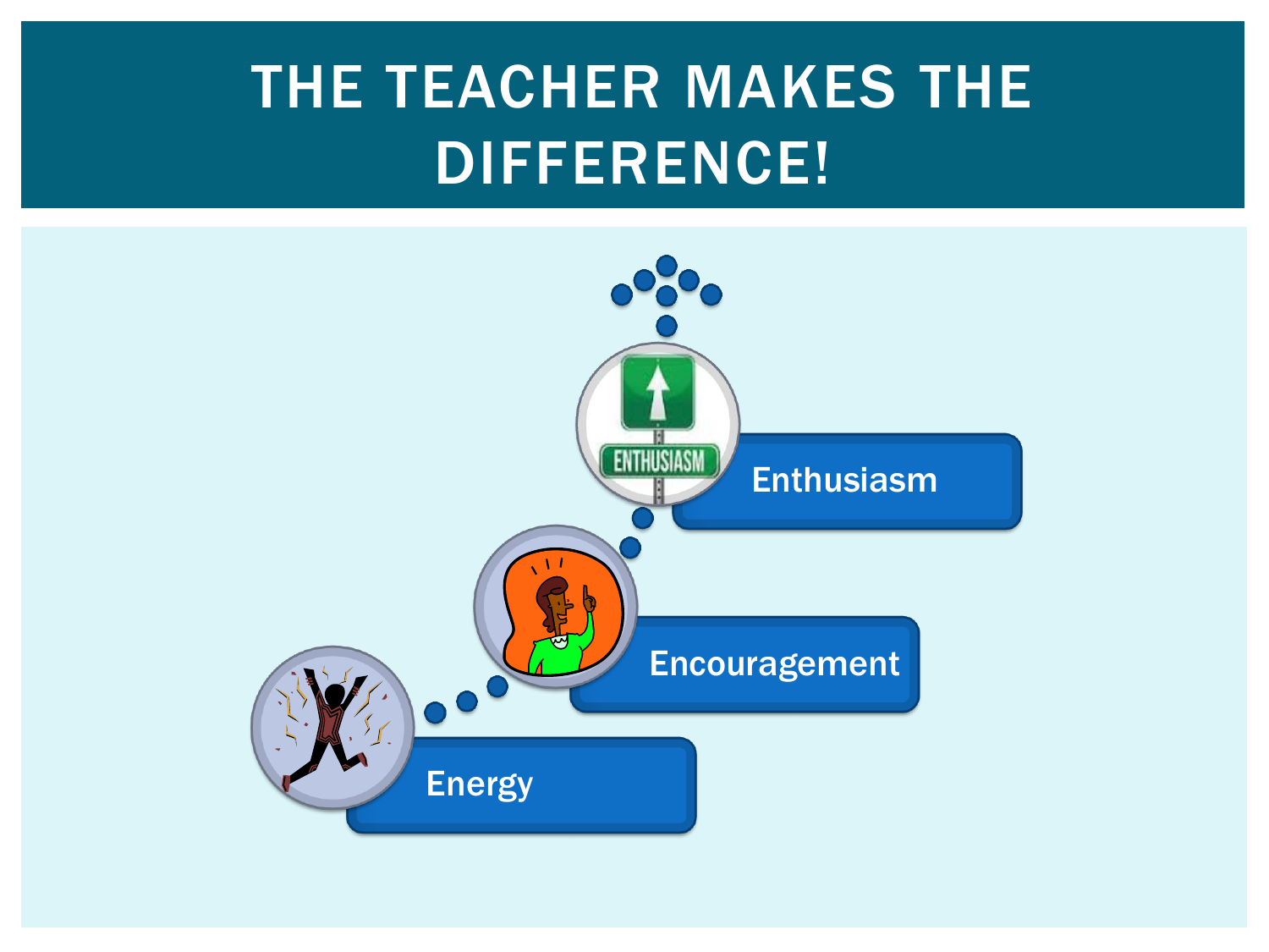# THE TEACHER MAKES THE DIFFERENCE!

Enthusiasm

Encouragement

Energy